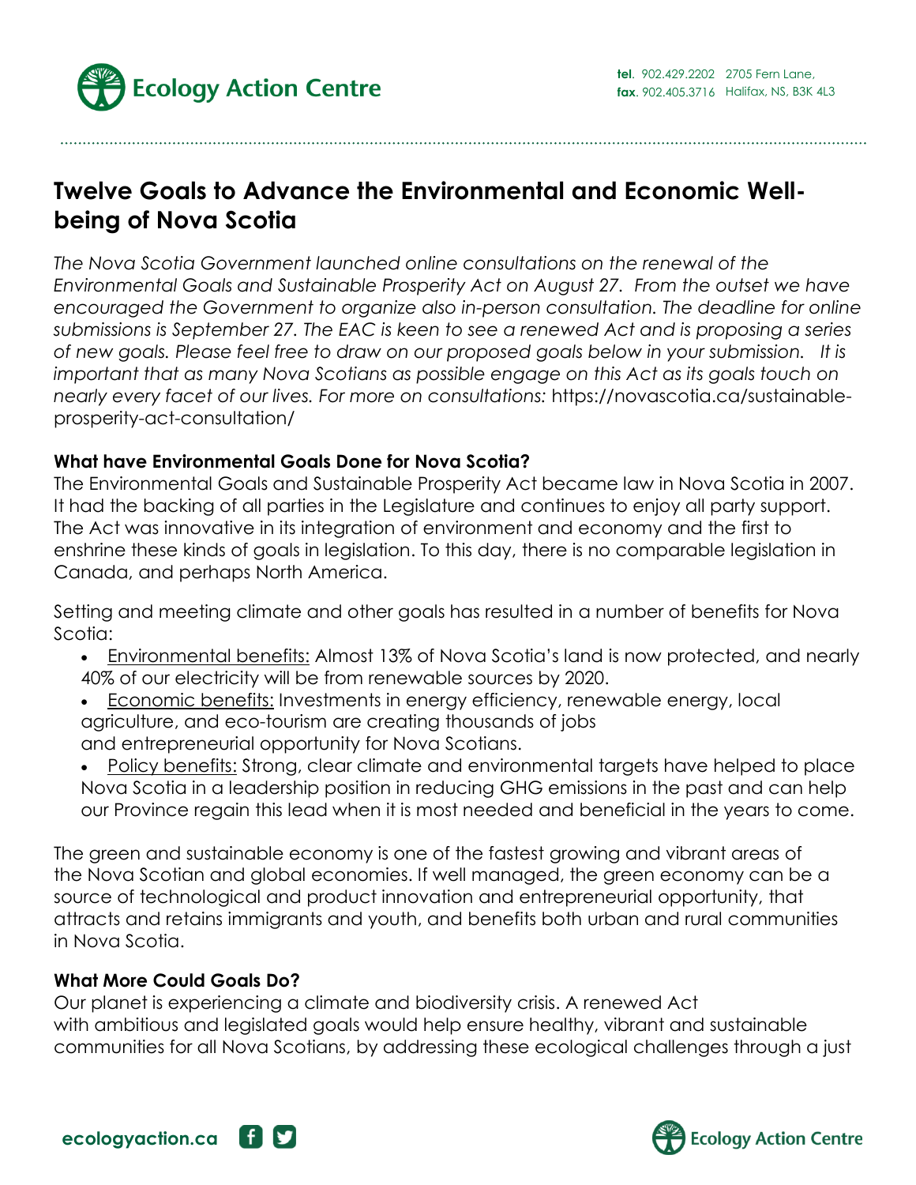# Twelve Goals to Advance the Environmental and Economic Well-being of Nova Scotia

*The Nova Scotia Government launched online consultations on the renewal of the Environmental Goals and Sustainable Prosperity Act on August 27. From the outset we have encouraged the Government to organize also in-person consultation. The deadline for online submissions is September 27. The EAC is keen to see a renewed Act and is proposing a series of new goals. Please feel free to draw on our proposed goals below in your submission. It is important that as many Nova Scotians as possible engage on this Act as its goals touch on nearly every facet of our lives. For more on consultations:* https://novascotia.ca/sustainable-prosperity-act-consultation/

### What have Environmental Goals Done for Nova Scotia?

The Environmental Goals and Sustainable Prosperity Act became law in Nova Scotia in 2007. It had the backing of all parties in the Legislature and continues to enjoy all party support. The Act was innovative in its integration of environment and economy and the first to enshrine these kinds of goals in legislation. To this day, there is no comparable legislation in Canada, and perhaps North America.

Setting and meeting climate and other goals has resulted in a number of benefits for Nova Scotia:

- Environmental benefits: Almost 13% of Nova Scotia's land is now protected, and nearly 40% of our electricity will be from renewable sources by 2020.
- Economic benefits: Investments in energy efficiency, renewable energy, local agriculture, and eco-tourism are creating thousands of jobs and entrepreneurial opportunity for Nova Scotians.
- Policy benefits: Strong, clear climate and environmental targets have helped to place Nova Scotia in a leadership position in reducing GHG emissions in the past and can help our Province regain this lead when it is most needed and beneficial in the years to come.

The green and sustainable economy is one of the fastest growing and vibrant areas of the Nova Scotian and global economies. If well managed, the green economy can be a source of technological and product innovation and entrepreneurial opportunity, that attracts and retains immigrants and youth, and benefits both urban and rural communities in Nova Scotia.

### What More Could Goals Do?

Our planet is experiencing a climate and biodiversity crisis. A renewed Act with ambitious and legislated goals would help ensure healthy, vibrant and sustainable communities for all Nova Scotians, by addressing these ecological challenges through a just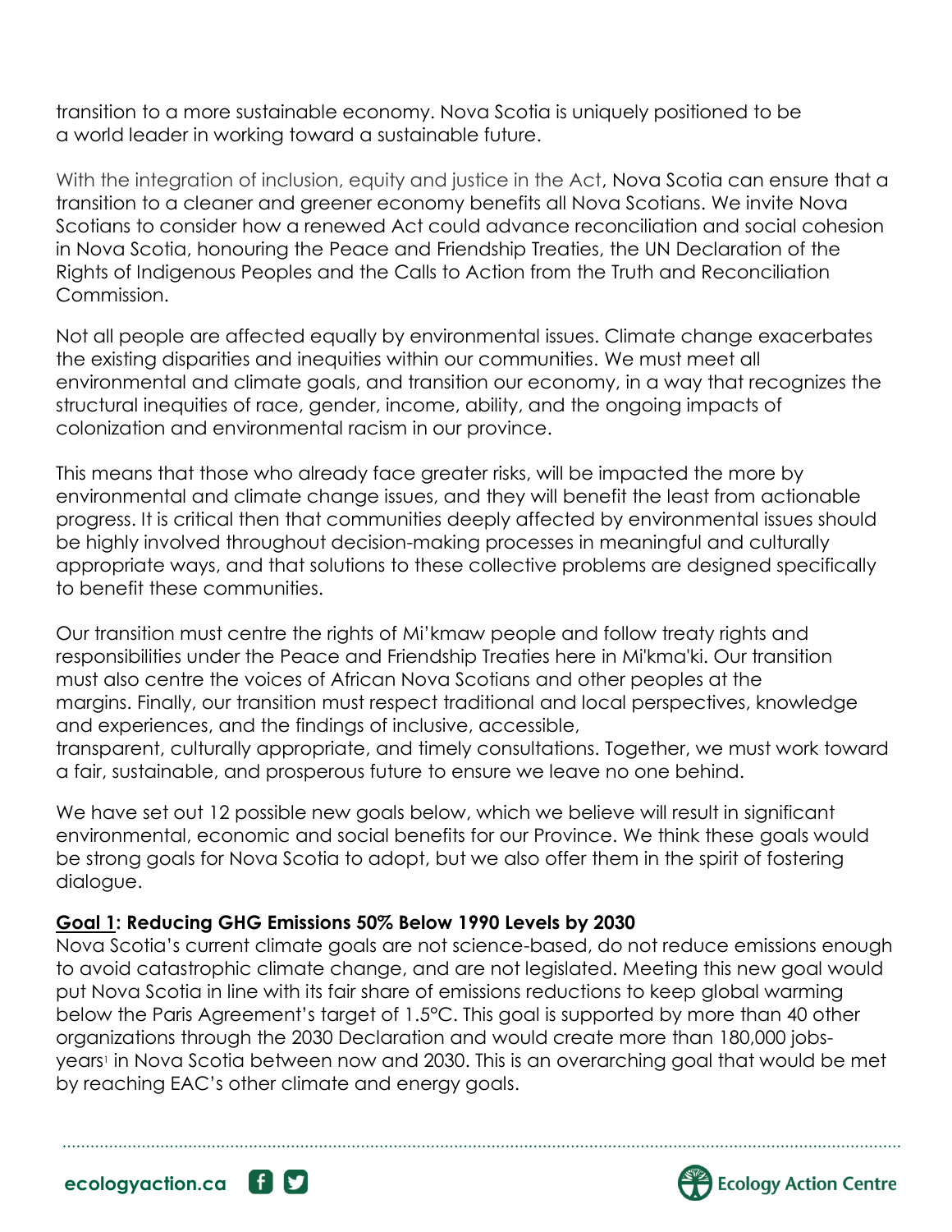transition to a more sustainable economy. Nova Scotia is uniquely positioned to be a world leader in working toward a sustainable future.

With the integration of inclusion, equity and justice in the Act, Nova Scotia can ensure that a transition to a cleaner and greener economy benefits all Nova Scotians. We invite Nova Scotians to consider how a renewed Act could advance reconciliation and social cohesion in Nova Scotia, honouring the Peace and Friendship Treaties, the UN Declaration of the Rights of Indigenous Peoples and the Calls to Action from the Truth and Reconciliation Commission.

Not all people are affected equally by environmental issues. Climate change exacerbates the existing disparities and inequities within our communities. We must meet all environmental and climate goals, and transition our economy, in a way that recognizes the structural inequities of race, gender, income, ability, and the ongoing impacts of colonization and environmental racism in our province.

This means that those who already face greater risks, will be impacted the more by environmental and climate change issues, and they will benefit the least from actionable progress. It is critical then that communities deeply affected by environmental issues should be highly involved throughout decision-making processes in meaningful and culturally appropriate ways, and that solutions to these collective problems are designed specifically to benefit these communities.

Our transition must centre the rights of Mi'kmaw people and follow treaty rights and responsibilities under the Peace and Friendship Treaties here in Mi'kma'ki. Our transition must also centre the voices of African Nova Scotians and other peoples at the margins. Finally, our transition must respect traditional and local perspectives, knowledge and experiences, and the findings of inclusive, accessible, transparent, culturally appropriate, and timely consultations. Together, we must work toward a fair, sustainable, and prosperous future to ensure we leave no one behind.

We have set out 12 possible new goals below, which we believe will result in significant environmental, economic and social benefits for our Province. We think these goals would be strong goals for Nova Scotia to adopt, but we also offer them in the spirit of fostering dialogue.

**Goal 1: Reducing GHG Emissions 50% Below 1990 Levels by 2030**

Nova Scotia's current climate goals are not science-based, do not reduce emissions enough to avoid catastrophic climate change, and are not legislated. Meeting this new goal would put Nova Scotia in line with its fair share of emissions reductions to keep global warming below the Paris Agreement's target of 1.5°C. This goal is supported by more than 40 other organizations through the 2030 Declaration and would create more than 180,000 jobs-years[1] in Nova Scotia between now and 2030. This is an overarching goal that would be met by reaching EAC's other climate and energy goals.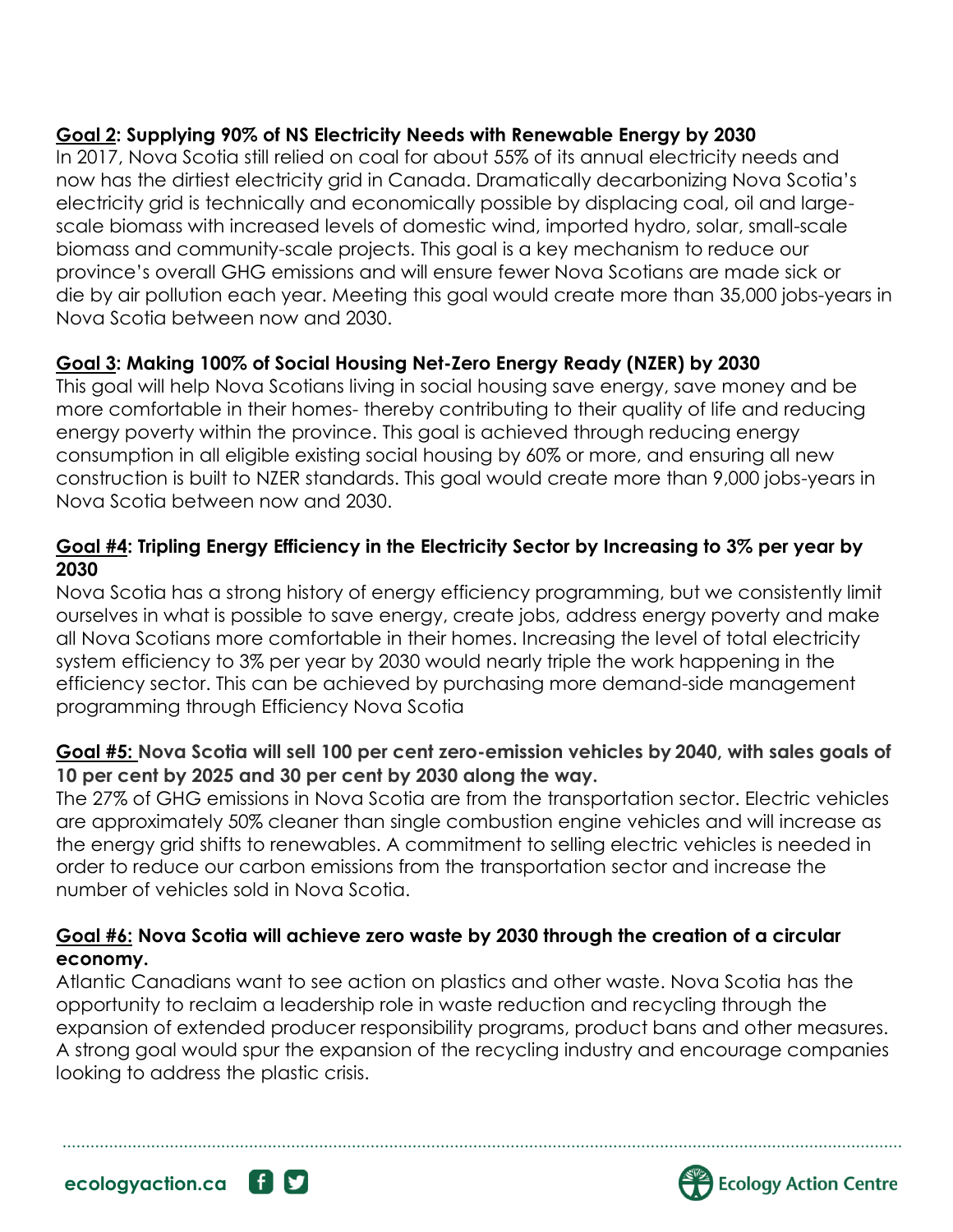### <u>Goal 2</u>: Supplying 90% of NS Electricity Needs with Renewable Energy by 2030

In 2017, Nova Scotia still relied on coal for about 55% of its annual electricity needs and now has the dirtiest electricity grid in Canada. Dramatically decarbonizing Nova Scotia's electricity grid is technically and economically possible by displacing coal, oil and large-scale biomass with increased levels of domestic wind, imported hydro, solar, small-scale biomass and community-scale projects. This goal is a key mechanism to reduce our province's overall GHG emissions and will ensure fewer Nova Scotians are made sick or die by air pollution each year. Meeting this goal would create more than 35,000 jobs-years in Nova Scotia between now and 2030.

### <u>Goal 3</u>: Making 100% of Social Housing Net-Zero Energy Ready (NZER) by 2030

This goal will help Nova Scotians living in social housing save energy, save money and be more comfortable in their homes- thereby contributing to their quality of life and reducing energy poverty within the province. This goal is achieved through reducing energy consumption in all eligible existing social housing by 60% or more, and ensuring all new construction is built to NZER standards. This goal would create more than 9,000 jobs-years in Nova Scotia between now and 2030.

### <u>Goal #4</u>: Tripling Energy Efficiency in the Electricity Sector by Increasing to 3% per year by 2030

Nova Scotia has a strong history of energy efficiency programming, but we consistently limit ourselves in what is possible to save energy, create jobs, address energy poverty and make all Nova Scotians more comfortable in their homes. Increasing the level of total electricity system efficiency to 3% per year by 2030 would nearly triple the work happening in the efficiency sector. This can be achieved by purchasing more demand-side management programming through Efficiency Nova Scotia

### <u>Goal #5:</u> Nova Scotia will sell 100 per cent zero-emission vehicles by 2040, with sales goals of 10 per cent by 2025 and 30 per cent by 2030 along the way.

The 27% of GHG emissions in Nova Scotia are from the transportation sector. Electric vehicles are approximately 50% cleaner than single combustion engine vehicles and will increase as the energy grid shifts to renewables. A commitment to selling electric vehicles is needed in order to reduce our carbon emissions from the transportation sector and increase the number of vehicles sold in Nova Scotia.

### <u>Goal #6:</u> Nova Scotia will achieve zero waste by 2030 through the creation of a circular economy.

Atlantic Canadians want to see action on plastics and other waste. Nova Scotia has the opportunity to reclaim a leadership role in waste reduction and recycling through the expansion of extended producer responsibility programs, product bans and other measures. A strong goal would spur the expansion of the recycling industry and encourage companies looking to address the plastic crisis.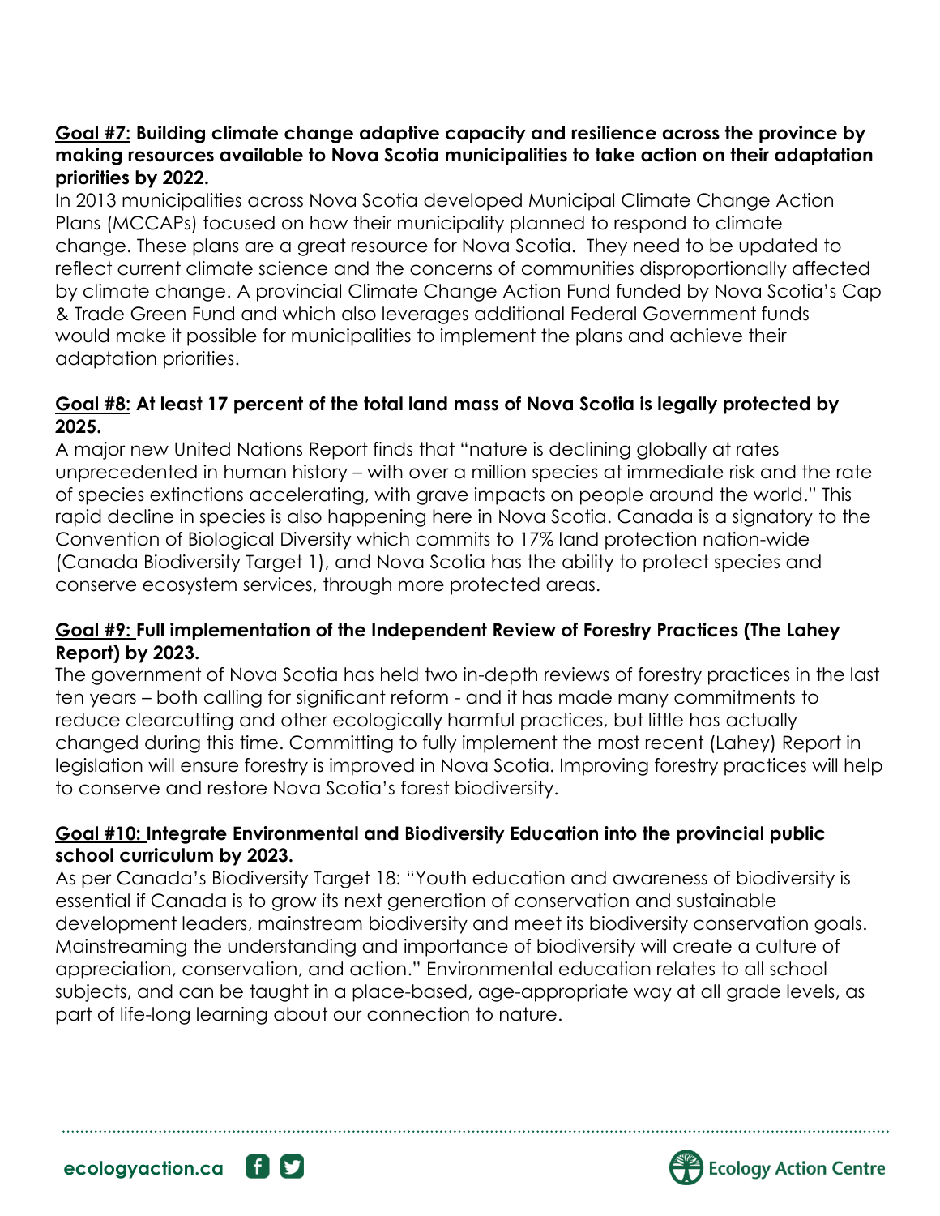**<u>Goal #7:</u> Building climate change adaptive capacity and resilience across the province by making resources available to Nova Scotia municipalities to take action on their adaptation priorities by 2022.**

In 2013 municipalities across Nova Scotia developed Municipal Climate Change Action Plans (MCCAPs) focused on how their municipality planned to respond to climate change. These plans are a great resource for Nova Scotia. They need to be updated to reflect current climate science and the concerns of communities disproportionally affected by climate change. A provincial Climate Change Action Fund funded by Nova Scotia's Cap & Trade Green Fund and which also leverages additional Federal Government funds would make it possible for municipalities to implement the plans and achieve their adaptation priorities.

**<u>Goal #8:</u> At least 17 percent of the total land mass of Nova Scotia is legally protected by 2025.**

A major new United Nations Report finds that "nature is declining globally at rates unprecedented in human history – with over a million species at immediate risk and the rate of species extinctions accelerating, with grave impacts on people around the world." This rapid decline in species is also happening here in Nova Scotia. Canada is a signatory to the Convention of Biological Diversity which commits to 17% land protection nation-wide (Canada Biodiversity Target 1), and Nova Scotia has the ability to protect species and conserve ecosystem services, through more protected areas.

**<u>Goal #9:</u> Full implementation of the Independent Review of Forestry Practices (The Lahey Report) by 2023.**

The government of Nova Scotia has held two in-depth reviews of forestry practices in the last ten years – both calling for significant reform - and it has made many commitments to reduce clearcutting and other ecologically harmful practices, but little has actually changed during this time. Committing to fully implement the most recent (Lahey) Report in legislation will ensure forestry is improved in Nova Scotia. Improving forestry practices will help to conserve and restore Nova Scotia's forest biodiversity.

**<u>Goal #10:</u> Integrate Environmental and Biodiversity Education into the provincial public school curriculum by 2023.**

As per Canada's Biodiversity Target 18: "Youth education and awareness of biodiversity is essential if Canada is to grow its next generation of conservation and sustainable development leaders, mainstream biodiversity and meet its biodiversity conservation goals. Mainstreaming the understanding and importance of biodiversity will create a culture of appreciation, conservation, and action." Environmental education relates to all school subjects, and can be taught in a place-based, age-appropriate way at all grade levels, as part of life-long learning about our connection to nature.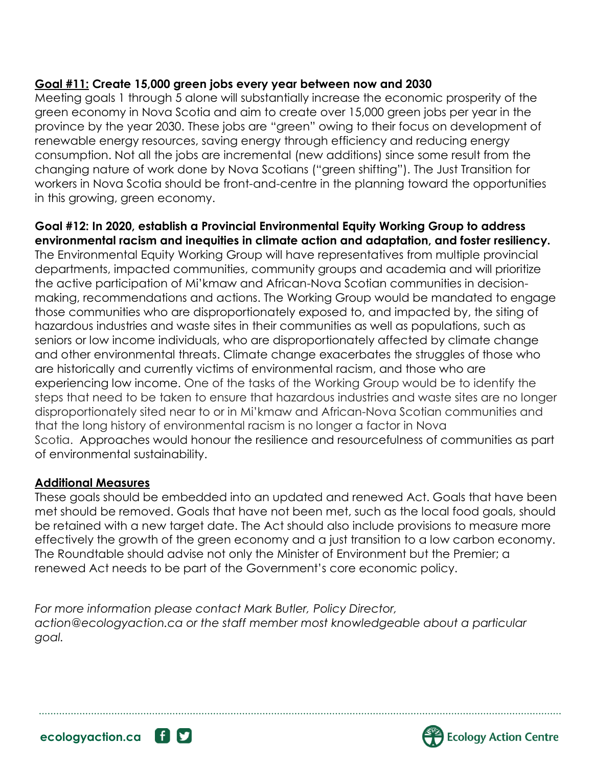**Goal #11: Create 15,000 green jobs every year between now and 2030**

Meeting goals 1 through 5 alone will substantially increase the economic prosperity of the green economy in Nova Scotia and aim to create over 15,000 green jobs per year in the province by the year 2030. These jobs are "green" owing to their focus on development of renewable energy resources, saving energy through efficiency and reducing energy consumption. Not all the jobs are incremental (new additions) since some result from the changing nature of work done by Nova Scotians ("green shifting"). The Just Transition for workers in Nova Scotia should be front-and-centre in the planning toward the opportunities in this growing, green economy.

**Goal #12: In 2020, establish a Provincial Environmental Equity Working Group to address environmental racism and inequities in climate action and adaptation, and foster resiliency.**

The Environmental Equity Working Group will have representatives from multiple provincial departments, impacted communities, community groups and academia and will prioritize the active participation of Mi'kmaw and African-Nova Scotian communities in decision-making, recommendations and actions. The Working Group would be mandated to engage those communities who are disproportionately exposed to, and impacted by, the siting of hazardous industries and waste sites in their communities as well as populations, such as seniors or low income individuals, who are disproportionately affected by climate change and other environmental threats. Climate change exacerbates the struggles of those who are historically and currently victims of environmental racism, and those who are experiencing low income. One of the tasks of the Working Group would be to identify the steps that need to be taken to ensure that hazardous industries and waste sites are no longer disproportionately sited near to or in Mi'kmaw and African-Nova Scotian communities and that the long history of environmental racism is no longer a factor in Nova Scotia. Approaches would honour the resilience and resourcefulness of communities as part of environmental sustainability.

**Additional Measures**

These goals should be embedded into an updated and renewed Act. Goals that have been met should be removed. Goals that have not been met, such as the local food goals, should be retained with a new target date. The Act should also include provisions to measure more effectively the growth of the green economy and a just transition to a low carbon economy. The Roundtable should advise not only the Minister of Environment but the Premier; a renewed Act needs to be part of the Government's core economic policy.

*For more information please contact Mark Butler, Policy Director, action@ecologyaction.ca or the staff member most knowledgeable about a particular goal.*